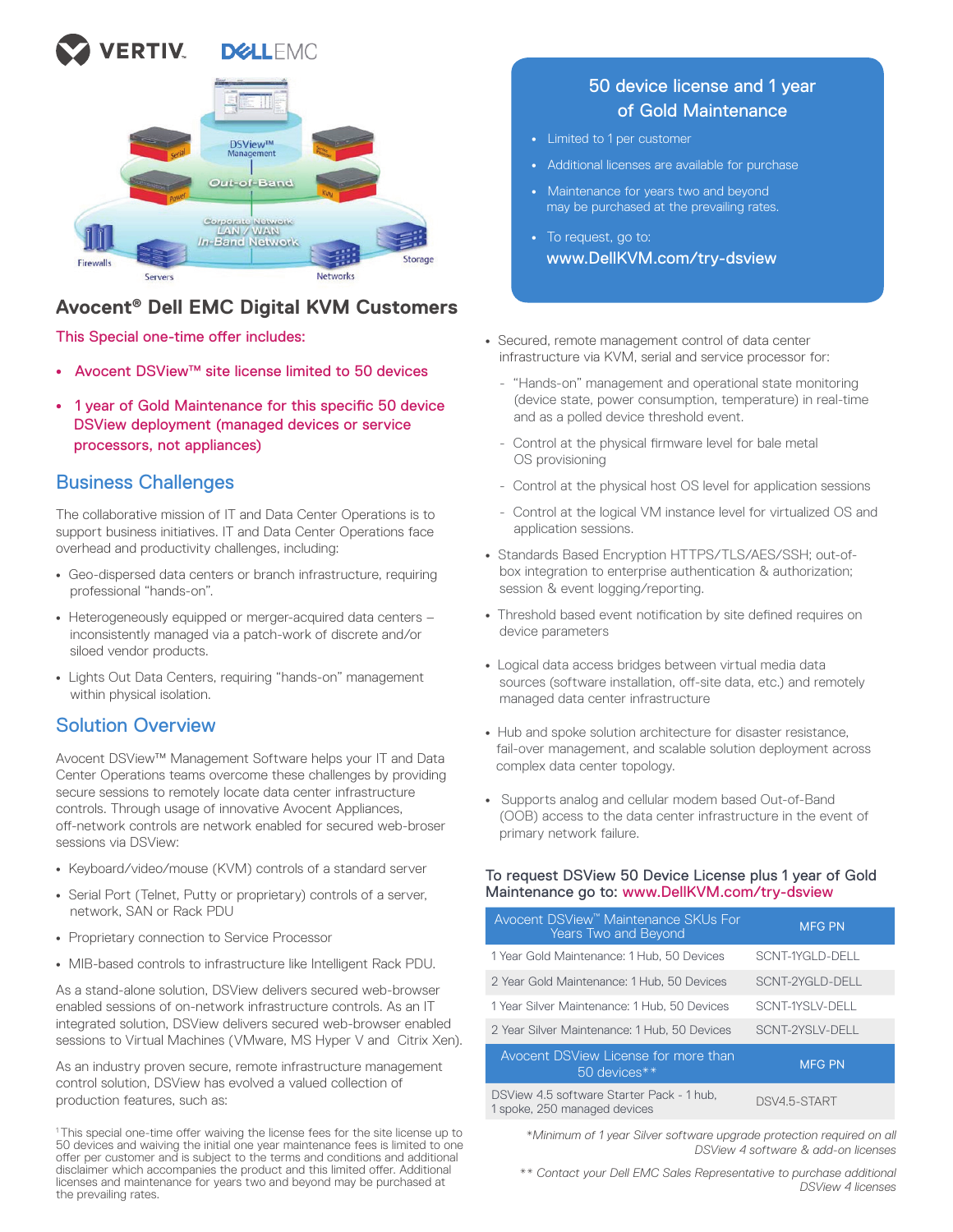# Avocent® Dell EMC Digital KVM Customers

This Special one-time offer includes:

- Avocent DSView™ site license limited to 50 devices
- 1 year of Gold Maintenance for this specific 50 device DSView deployment (managed devices or service processors, not appliances)

## Business Challenges

The collaborative mission of IT and Data Center Operations is to support business initiatives. IT and Data Center Operations face overhead and productivity challenges, including:

- Geo-dispersed data centers or branch infrastructure, requiring professional "hands-on".
- Heterogeneously equipped or merger-acquired data centers – inconsistently managed via a patch-work of discrete and/or siloed vendor products.
- Lights Out Data Centers, requiring "hands-on" management within physical isolation.

## Solution Overview

Avocent DSView™ Management Software helps your IT and Data Center Operations teams overcome these challenges by providing secure sessions to remotely locate data center infrastructure controls. Through usage of innovative Avocent Appliances, off-network controls are network enabled for secured web-broser sessions via DSView:

- Keyboard/video/mouse (KVM) controls of a standard server
- Serial Port (Telnet, Putty or proprietary) controls of a server, network, SAN or Rack PDU
- Proprietary connection to Service Processor
- MIB-based controls to infrastructure like Intelligent Rack PDU.

As a stand-alone solution, DSView delivers secured web-browser enabled sessions of on-network infrastructure controls. As an IT integrated solution, DSView delivers secured web-browser enabled sessions to Virtual Machines (VMware, MS Hyper V and Citrix Xen).

As an industry proven secure, remote infrastructure management control solution, DSView has evolved a valued collection of production features, such as:

[1]This special one-time offer waiving the license fees for the site license up to 50 devices and waiving the initial one year maintenance fees is limited to one offer per customer and is subject to the terms and conditions and additional disclaimer which accompanies the product and this limited offer. Additional licenses and maintenance for years two and beyond may be purchased at the prevailing rates.

### 50 device license and 1 year of Gold Maintenance

- Limited to 1 per customer
- Additional licenses are available for purchase
- Maintenance for years two and beyond may be purchased at the prevailing rates.
- To request, go to: **www.DellKVM.com/try-dsview**

- Secured, remote management control of data center infrastructure via KVM, serial and service processor for:
  - "Hands-on" management and operational state monitoring (device state, power consumption, temperature) in real-time and as a polled device threshold event.
  - Control at the physical firmware level for bale metal OS provisioning
  - Control at the physical host OS level for application sessions
  - Control at the logical VM instance level for virtualized OS and application sessions.
- Standards Based Encryption HTTPS/TLS/AES/SSH; out-of-box integration to enterprise authentication & authorization; session & event logging/reporting.
- Threshold based event notification by site defined requires on device parameters
- Logical data access bridges between virtual media data sources (software installation, off-site data, etc.) and remotely managed data center infrastructure
- Hub and spoke solution architecture for disaster resistance, fail-over management, and scalable solution deployment across complex data center topology.
- Supports analog and cellular modem based Out-of-Band (OOB) access to the data center infrastructure in the event of primary network failure.

### To request DSView 50 Device License plus 1 year of Gold Maintenance go to: www.DellKVM.com/try-dsview

| Avocent DSView™ Maintenance SKUs For Years Two and Beyond | MFG PN |
|---|---|
| 1 Year Gold Maintenance: 1 Hub, 50 Devices | SCNT-1YGLD-DELL |
| 2 Year Gold Maintenance: 1 Hub, 50 Devices | SCNT-2YGLD-DELL |
| 1 Year Silver Maintenance: 1 Hub, 50 Devices | SCNT-1YSLV-DELL |
| 2 Year Silver Maintenance: 1 Hub, 50 Devices | SCNT-2YSLV-DELL |
| **Avocent DSView License for more than 50 devices**** | **MFG PN** |
| DSView 4.5 software Starter Pack - 1 hub, 1 spoke, 250 managed devices | DSV4.5-START |

*\*Minimum of 1 year Silver software upgrade protection required on all DSView 4 software & add-on licenses*

*\*\* Contact your Dell EMC Sales Representative to purchase additional DSView 4 licenses*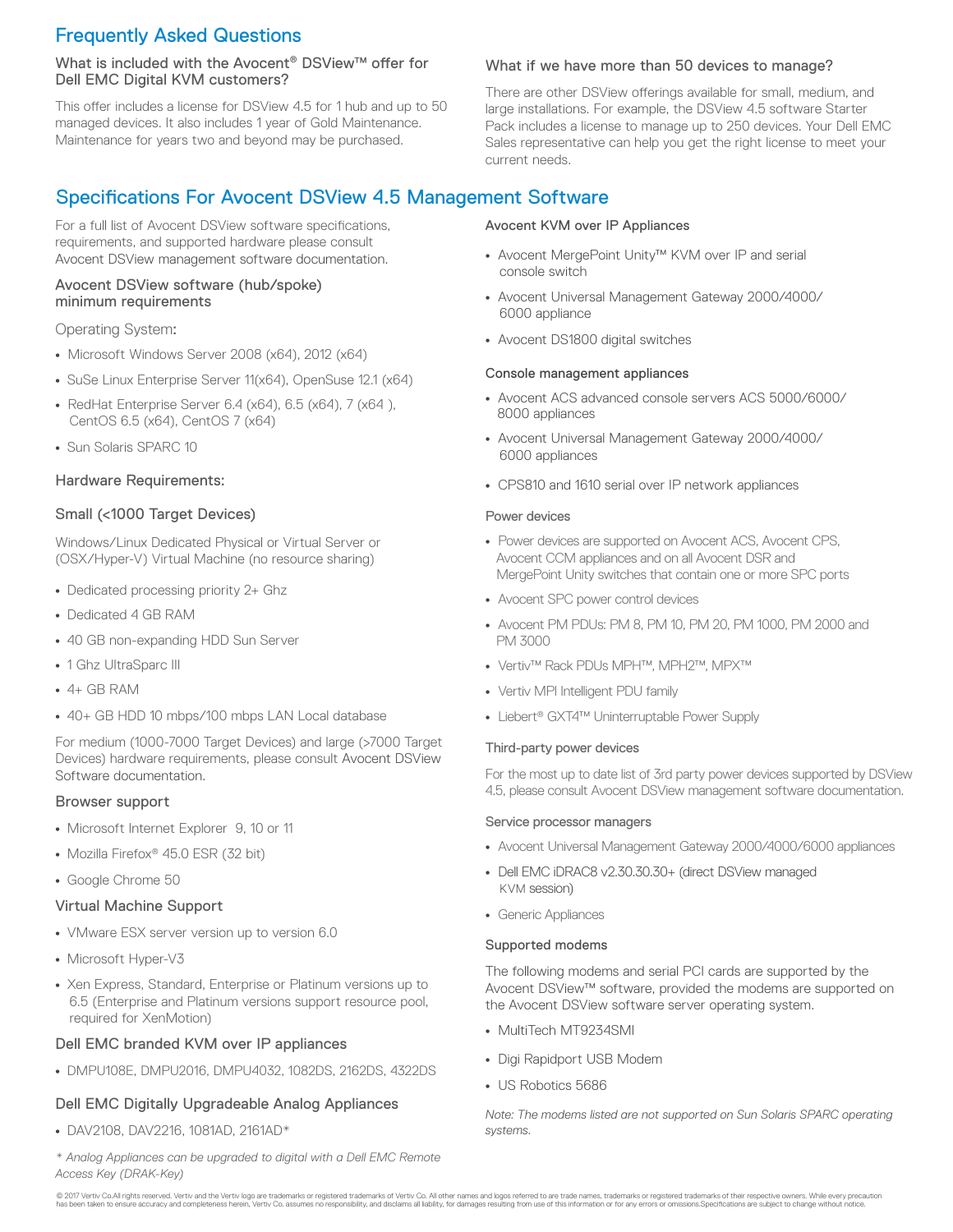## Frequently Asked Questions

### What is included with the Avocent® DSView™ offer for Dell EMC Digital KVM customers?

This offer includes a license for DSView 4.5 for 1 hub and up to 50 managed devices. It also includes 1 year of Gold Maintenance. Maintenance for years two and beyond may be purchased.

### What if we have more than 50 devices to manage?

There are other DSView offerings available for small, medium, and large installations. For example, the DSView 4.5 software Starter Pack includes a license to manage up to 250 devices. Your Dell EMC Sales representative can help you get the right license to meet your current needs.

## Specifications For Avocent DSView 4.5 Management Software

For a full list of Avocent DSView software specifications, requirements, and supported hardware please consult Avocent DSView management software documentation.

### Avocent DSView software (hub/spoke) minimum requirements

Operating System:

- Microsoft Windows Server 2008 (x64), 2012 (x64)
- SuSe Linux Enterprise Server 11(x64), OpenSuse 12.1 (x64)
- RedHat Enterprise Server 6.4 (x64), 6.5 (x64), 7 (x64 ), CentOS 6.5 (x64), CentOS 7 (x64)
- Sun Solaris SPARC 10

### Hardware Requirements:

### Small (<1000 Target Devices)

Windows/Linux Dedicated Physical or Virtual Server or (OSX/Hyper-V) Virtual Machine (no resource sharing)

- Dedicated processing priority 2+ Ghz
- Dedicated 4 GB RAM
- 40 GB non-expanding HDD Sun Server
- 1 Ghz UltraSparc III
- 4+ GB RAM
- 40+ GB HDD 10 mbps/100 mbps LAN Local database

For medium (1000-7000 Target Devices) and large (>7000 Target Devices) hardware requirements, please consult Avocent DSView Software documentation.

### Browser support

- Microsoft Internet Explorer 9, 10 or 11
- Mozilla Firefox® 45.0 ESR (32 bit)
- Google Chrome 50

### Virtual Machine Support

- VMware ESX server version up to version 6.0
- Microsoft Hyper-V3
- Xen Express, Standard, Enterprise or Platinum versions up to 6.5 (Enterprise and Platinum versions support resource pool, required for XenMotion)

### Dell EMC branded KVM over IP appliances

- DMPU108E, DMPU2016, DMPU4032, 1082DS, 2162DS, 4322DS

### Dell EMC Digitally Upgradeable Analog Appliances

- DAV2108, DAV2216, 1081AD, 2161AD*

*\* Analog Appliances can be upgraded to digital with a Dell EMC Remote Access Key (DRAK-Key)*

### Avocent KVM over IP Appliances

- Avocent MergePoint Unity™ KVM over IP and serial console switch
- Avocent Universal Management Gateway 2000/4000/6000 appliance
- Avocent DS1800 digital switches

### Console management appliances

- Avocent ACS advanced console servers ACS 5000/6000/8000 appliances
- Avocent Universal Management Gateway 2000/4000/6000 appliances
- CPS810 and 1610 serial over IP network appliances

### Power devices

- Power devices are supported on Avocent ACS, Avocent CPS, Avocent CCM appliances and on all Avocent DSR and MergePoint Unity switches that contain one or more SPC ports
- Avocent SPC power control devices
- Avocent PM PDUs: PM 8, PM 10, PM 20, PM 1000, PM 2000 and PM 3000
- Vertiv™ Rack PDUs MPH™, MPH2™, MPX™
- Vertiv MPI Intelligent PDU family
- Liebert® GXT4™ Uninterruptable Power Supply

### Third-party power devices

For the most up to date list of 3rd party power devices supported by DSView 4.5, please consult Avocent DSView management software documentation.

### Service processor managers

- Avocent Universal Management Gateway 2000/4000/6000 appliances
- Dell EMC iDRAC8 v2.30.30.30+ (direct DSView managed KVM session)
- Generic Appliances

### Supported modems

The following modems and serial PCI cards are supported by the Avocent DSView™ software, provided the modems are supported on the Avocent DSView software server operating system.

- MultiTech MT9234SMI
- Digi Rapidport USB Modem
- US Robotics 5686

*Note: The modems listed are not supported on Sun Solaris SPARC operating systems.*

© 2017 Vertiv Co.All rights reserved. Vertiv and the Vertiv logo are trademarks or registered trademarks of Vertiv Co. All other names and logos referred to are trade names, trademarks or registered trademarks of their respective owners. While every precaution has been taken to ensure accuracy and completeness herein, Vertiv Co. assumes no responsibility, and disclaims all liability, for damages resulting from use of this information or for any errors or omissions.Specifications are subject to change without notice.